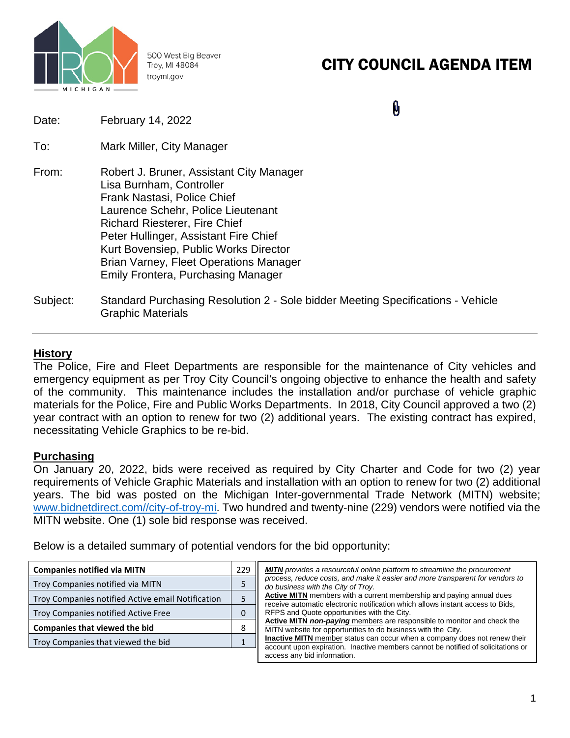500 West Big Beaver
Troy, MI 48084
troymi.gov

# CITY COUNCIL AGENDA ITEM

Date: February 14, 2022

To: Mark Miller, City Manager

From: Robert J. Bruner, Assistant City Manager
Lisa Burnham, Controller
Frank Nastasi, Police Chief
Laurence Schehr, Police Lieutenant
Richard Riesterer, Fire Chief
Peter Hullinger, Assistant Fire Chief
Kurt Bovensiep, Public Works Director
Brian Varney, Fleet Operations Manager
Emily Frontera, Purchasing Manager

Subject: Standard Purchasing Resolution 2 - Sole bidder Meeting Specifications - Vehicle Graphic Materials

---

## History

The Police, Fire and Fleet Departments are responsible for the maintenance of City vehicles and emergency equipment as per Troy City Council's ongoing objective to enhance the health and safety of the community. This maintenance includes the installation and/or purchase of vehicle graphic materials for the Police, Fire and Public Works Departments. In 2018, City Council approved a two (2) year contract with an option to renew for two (2) additional years. The existing contract has expired, necessitating Vehicle Graphics to be re-bid.

## Purchasing

On January 20, 2022, bids were received as required by City Charter and Code for two (2) year requirements of Vehicle Graphic Materials and installation with an option to renew for two (2) additional years. The bid was posted on the Michigan Inter-governmental Trade Network (MITN) website; www.bidnetdirect.com//city-of-troy-mi. Two hundred and twenty-nine (229) vendors were notified via the MITN website. One (1) sole bid response was received.

Below is a detailed summary of potential vendors for the bid opportunity:

| **Companies notified via MITN** | 229 |
|---|---|
| Troy Companies notified via MITN | 5 |
| Troy Companies notified Active email Notification | 5 |
| Troy Companies notified Active Free | 0 |
| **Companies that viewed the bid** | 8 |
| Troy Companies that viewed the bid | 1 |

***MITN*** *provides a resourceful online platform to streamline the procurement process, reduce costs, and make it easier and more transparent for vendors to do business with the City of Troy.*
**Active MITN** members with a current membership and paying annual dues receive automatic electronic notification which allows instant access to Bids, RFPS and Quote opportunities with the City.
**Active MITN *non-paying*** members are responsible to monitor and check the MITN website for opportunities to do business with the City.
**Inactive MITN** member status can occur when a company does not renew their account upon expiration. Inactive members cannot be notified of solicitations or access any bid information.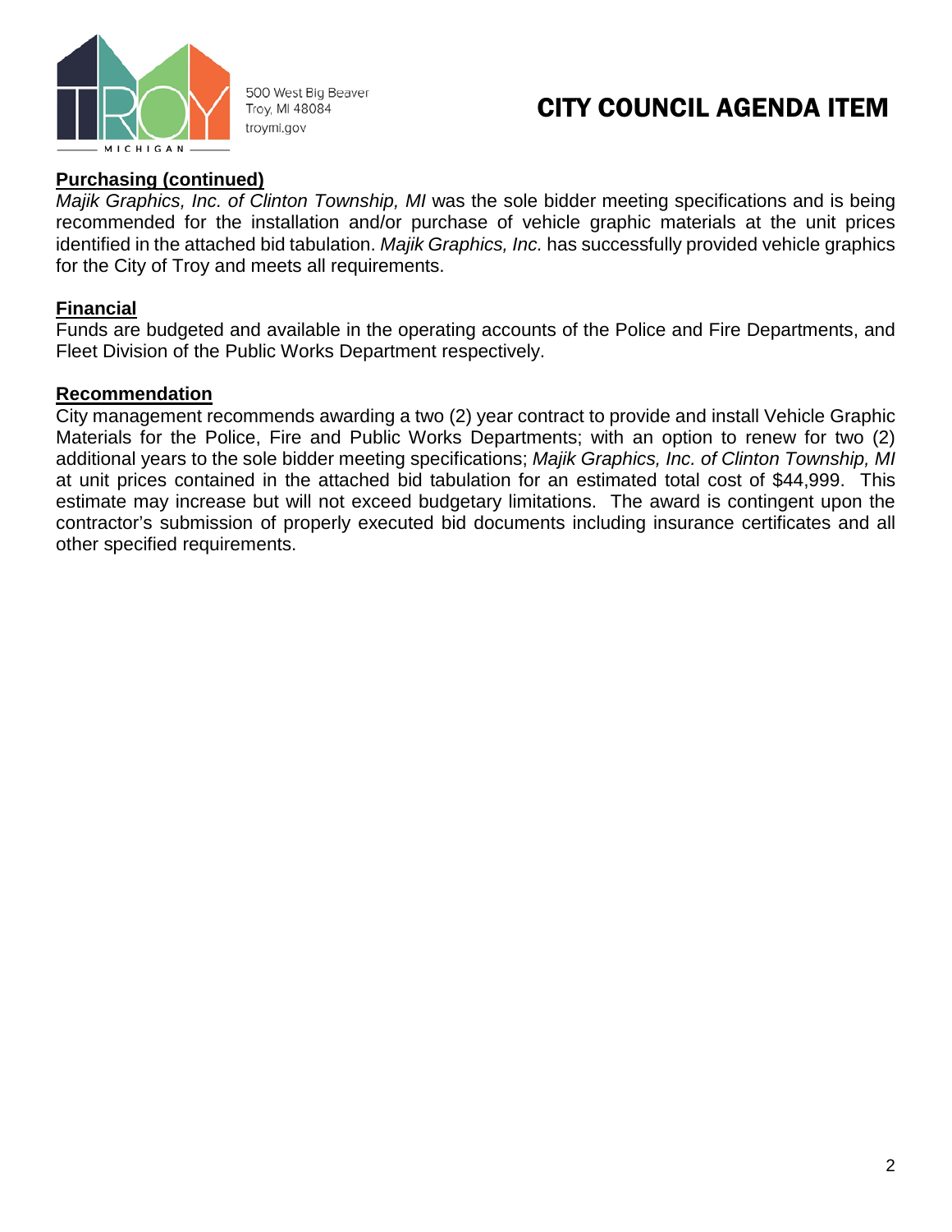# CITY COUNCIL AGENDA ITEM

500 West Big Beaver
Troy, MI 48084
troymi.gov

**Purchasing (continued)**

*Majik Graphics, Inc. of Clinton Township, MI* was the sole bidder meeting specifications and is being recommended for the installation and/or purchase of vehicle graphic materials at the unit prices identified in the attached bid tabulation. *Majik Graphics, Inc.* has successfully provided vehicle graphics for the City of Troy and meets all requirements.

**Financial**

Funds are budgeted and available in the operating accounts of the Police and Fire Departments, and Fleet Division of the Public Works Department respectively.

**Recommendation**

City management recommends awarding a two (2) year contract to provide and install Vehicle Graphic Materials for the Police, Fire and Public Works Departments; with an option to renew for two (2) additional years to the sole bidder meeting specifications; *Majik Graphics, Inc. of Clinton Township, MI* at unit prices contained in the attached bid tabulation for an estimated total cost of $44,999. This estimate may increase but will not exceed budgetary limitations. The award is contingent upon the contractor's submission of properly executed bid documents including insurance certificates and all other specified requirements.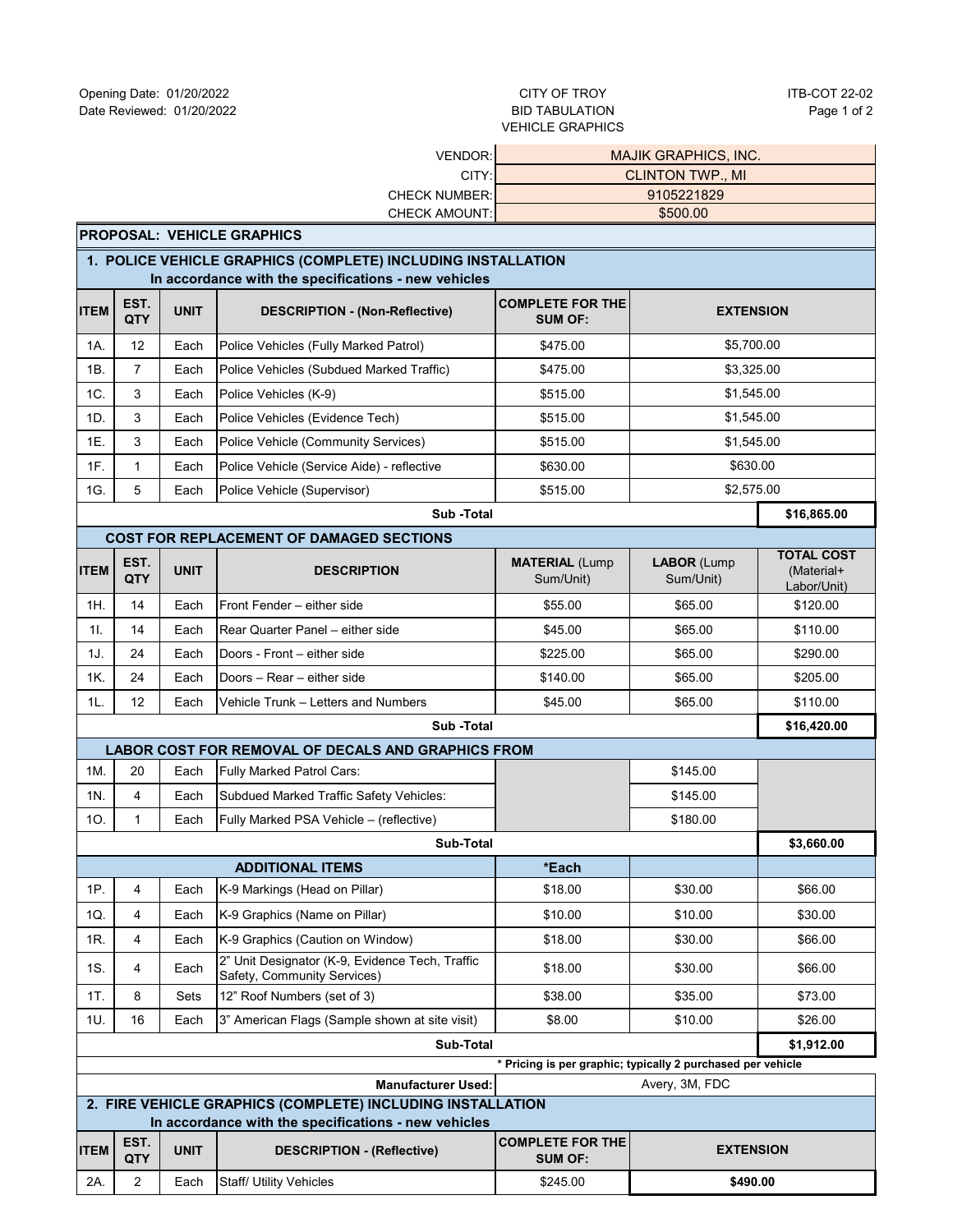Opening Date: 01/20/2022
Date Reviewed: 01/20/2022

CITY OF TROY
BID TABULATION
VEHICLE GRAPHICS

ITB-COT 22-02

| | |
|---|---|
| VENDOR: | MAJIK GRAPHICS, INC. |
| CITY: | CLINTON TWP., MI |
| CHECK NUMBER: | 9105221829 |
| CHECK AMOUNT: | $500.00 |

**PROPOSAL: VEHICLE GRAPHICS**

**1. POLICE VEHICLE GRAPHICS (COMPLETE) INCLUDING INSTALLATION**
**In accordance with the specifications - new vehicles**

| ITEM | EST. QTY | UNIT | DESCRIPTION - (Non-Reflective) | COMPLETE FOR THE SUM OF: | EXTENSION |
|---|---|---|---|---|---|
| 1A. | 12 | Each | Police Vehicles (Fully Marked Patrol) | $475.00 | $5,700.00 |
| 1B. | 7 | Each | Police Vehicles (Subdued Marked Traffic) | $475.00 | $3,325.00 |
| 1C. | 3 | Each | Police Vehicles (K-9) | $515.00 | $1,545.00 |
| 1D. | 3 | Each | Police Vehicles (Evidence Tech) | $515.00 | $1,545.00 |
| 1E. | 3 | Each | Police Vehicle (Community Services) | $515.00 | $1,545.00 |
| 1F. | 1 | Each | Police Vehicle (Service Aide) - reflective | $630.00 | $630.00 |
| 1G. | 5 | Each | Police Vehicle (Supervisor) | $515.00 | $2,575.00 |
| | | | **Sub -Total** | | **$16,865.00** |

**COST FOR REPLACEMENT OF DAMAGED SECTIONS**

| ITEM | EST. QTY | UNIT | DESCRIPTION | MATERIAL (Lump Sum/Unit) | LABOR (Lump Sum/Unit) | TOTAL COST (Material+ Labor/Unit) |
|---|---|---|---|---|---|---|
| 1H. | 14 | Each | Front Fender – either side | $55.00 | $65.00 | $120.00 |
| 1I. | 14 | Each | Rear Quarter Panel – either side | $45.00 | $65.00 | $110.00 |
| 1J. | 24 | Each | Doors - Front – either side | $225.00 | $65.00 | $290.00 |
| 1K. | 24 | Each | Doors – Rear – either side | $140.00 | $65.00 | $205.00 |
| 1L. | 12 | Each | Vehicle Trunk – Letters and Numbers | $45.00 | $65.00 | $110.00 |
| | | | **Sub -Total** | | | **$16,420.00** |

**LABOR COST FOR REMOVAL OF DECALS AND GRAPHICS FROM**

| ITEM | EST. QTY | UNIT | DESCRIPTION | | LABOR | |
|---|---|---|---|---|---|---|
| 1M. | 20 | Each | Fully Marked Patrol Cars: | | $145.00 | |
| 1N. | 4 | Each | Subdued Marked Traffic Safety Vehicles: | | $145.00 | |
| 1O. | 1 | Each | Fully Marked PSA Vehicle – (reflective) | | $180.00 | |
| | | | **Sub-Total** | | | **$3,660.00** |

| ITEM | EST. QTY | UNIT | **ADDITIONAL ITEMS** | ***Each** | | |
|---|---|---|---|---|---|---|
| 1P. | 4 | Each | K-9 Markings (Head on Pillar) | $18.00 | $30.00 | $66.00 |
| 1Q. | 4 | Each | K-9 Graphics (Name on Pillar) | $10.00 | $10.00 | $30.00 |
| 1R. | 4 | Each | K-9 Graphics (Caution on Window) | $18.00 | $30.00 | $66.00 |
| 1S. | 4 | Each | 2" Unit Designator (K-9, Evidence Tech, Traffic Safety, Community Services) | $18.00 | $30.00 | $66.00 |
| 1T. | 8 | Sets | 12" Roof Numbers (set of 3) | $38.00 | $35.00 | $73.00 |
| 1U. | 16 | Each | 3" American Flags (Sample shown at site visit) | $8.00 | $10.00 | $26.00 |
| | | | **Sub-Total** | | | **$1,912.00** |

*** Pricing is per graphic; typically 2 purchased per vehicle**

**Manufacturer Used:** Avery, 3M, FDC

**2. FIRE VEHICLE GRAPHICS (COMPLETE) INCLUDING INSTALLATION**
**In accordance with the specifications - new vehicles**

| ITEM | EST. QTY | UNIT | DESCRIPTION - (Reflective) | COMPLETE FOR THE SUM OF: | EXTENSION |
|---|---|---|---|---|---|
| 2A. | 2 | Each | Staff/ Utility Vehicles | $245.00 | **$490.00** |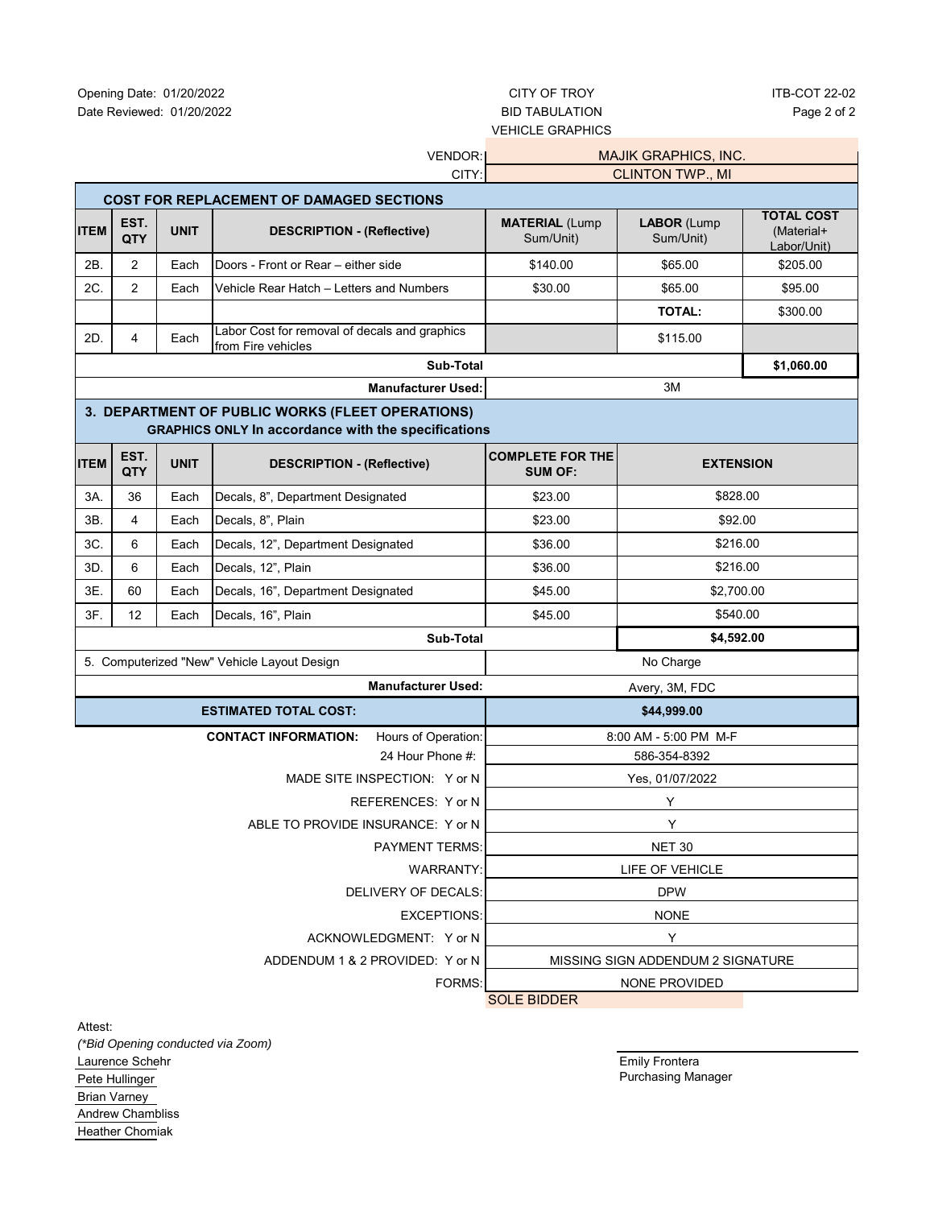Opening Date: 01/20/2022
Date Reviewed: 01/20/2022

CITY OF TROY
BID TABULATION
VEHICLE GRAPHICS

ITB-COT 22-02

| | | | VENDOR: | MAJIK GRAPHICS, INC. | | |
|---|---|---|---|---|---|---|
| | | | CITY: | CLINTON TWP., MI | | |
| **COST FOR REPLACEMENT OF DAMAGED SECTIONS** | | | | | | |
| **ITEM** | **EST. QTY** | **UNIT** | **DESCRIPTION - (Reflective)** | **MATERIAL** (Lump Sum/Unit) | **LABOR** (Lump Sum/Unit) | **TOTAL COST** (Material+ Labor/Unit) |
| 2B. | 2 | Each | Doors - Front or Rear – either side | $140.00 | $65.00 | $205.00 |
| 2C. | 2 | Each | Vehicle Rear Hatch – Letters and Numbers | $30.00 | $65.00 | $95.00 |
| | | | | | **TOTAL:** | $300.00 |
| 2D. | 4 | Each | Labor Cost for removal of decals and graphics from Fire vehicles | | $115.00 | |
| | | | **Sub-Total** | | | **$1,060.00** |
| | | | **Manufacturer Used:** | 3M | | |

| | | | | | |
|---|---|---|---|---|---|
| **3. DEPARTMENT OF PUBLIC WORKS (FLEET OPERATIONS)** **GRAPHICS ONLY In accordance with the specifications** | | | | | |
| **ITEM** | **EST. QTY** | **UNIT** | **DESCRIPTION - (Reflective)** | **COMPLETE FOR THE SUM OF:** | **EXTENSION** |
| 3A. | 36 | Each | Decals, 8", Department Designated | $23.00 | $828.00 |
| 3B. | 4 | Each | Decals, 8", Plain | $23.00 | $92.00 |
| 3C. | 6 | Each | Decals, 12", Department Designated | $36.00 | $216.00 |
| 3D. | 6 | Each | Decals, 12", Plain | $36.00 | $216.00 |
| 3E. | 60 | Each | Decals, 16", Department Designated | $45.00 | $2,700.00 |
| 3F. | 12 | Each | Decals, 16", Plain | $45.00 | $540.00 |
| | | | **Sub-Total** | | **$4,592.00** |
| 5. Computerized "New" Vehicle Layout Design | | | | No Charge | |
| | | | **Manufacturer Used:** | Avery, 3M, FDC | |
| **ESTIMATED TOTAL COST:** | | | | **$44,999.00** | |

| | |
|---|---|
| **CONTACT INFORMATION:** Hours of Operation: | 8:00 AM - 5:00 PM M-F |
| 24 Hour Phone #: | 586-354-8392 |
| MADE SITE INSPECTION: Y or N | Yes, 01/07/2022 |
| REFERENCES: Y or N | Y |
| ABLE TO PROVIDE INSURANCE: Y or N | Y |
| PAYMENT TERMS: | NET 30 |
| WARRANTY: | LIFE OF VEHICLE |
| DELIVERY OF DECALS: | DPW |
| EXCEPTIONS: | NONE |
| ACKNOWLEDGMENT: Y or N | Y |
| ADDENDUM 1 & 2 PROVIDED: Y or N | MISSING SIGN ADDENDUM 2 SIGNATURE |
| FORMS: | NONE PROVIDED |

SOLE BIDDER

Attest:
*(\*Bid Opening conducted via Zoom)*
Laurence Schehr
Pete Hullinger
Brian Varney
Andrew Chambliss
Heather Chomiak

Emily Frontera
Purchasing Manager